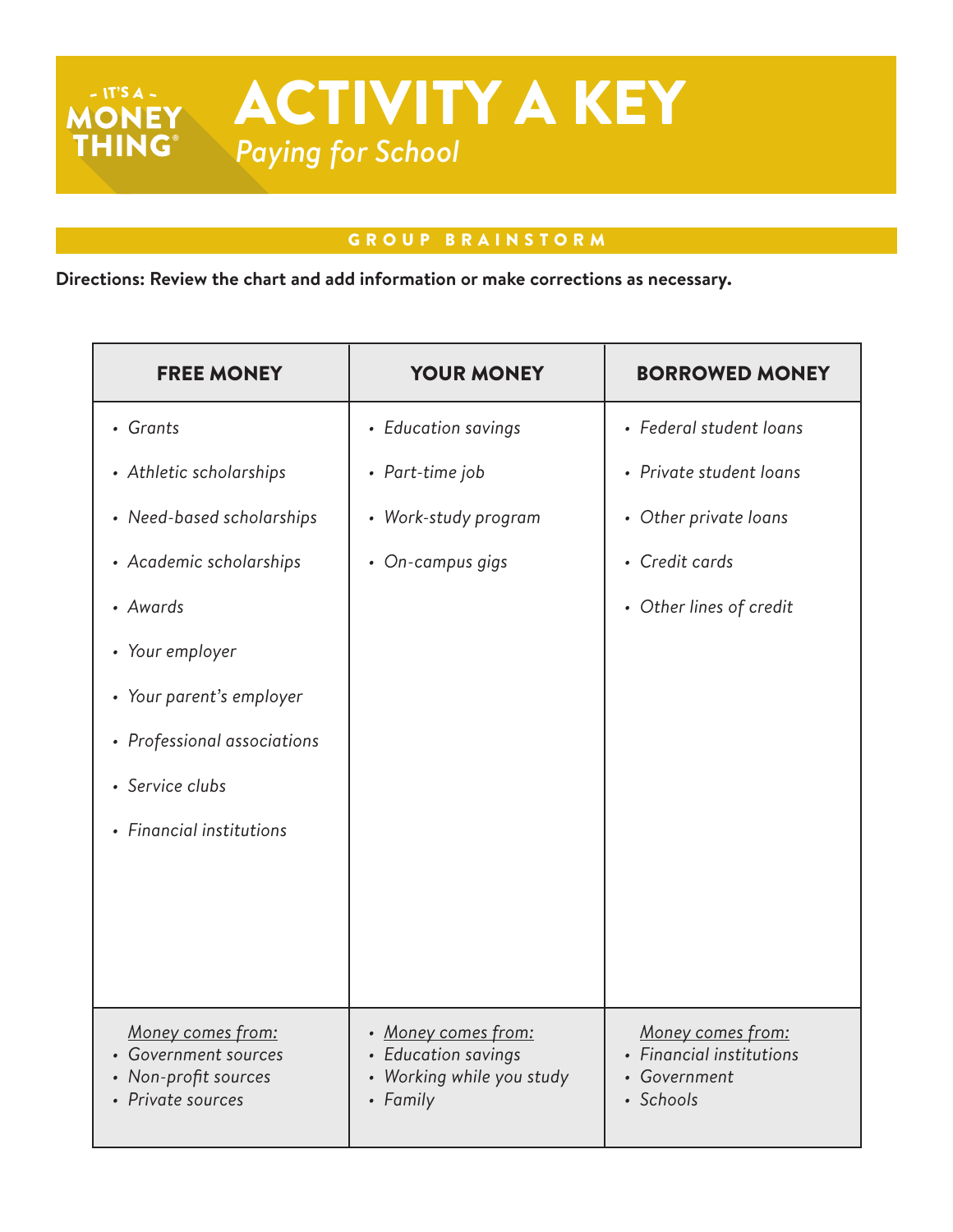# ACTIVITY A KEY

*Paying for School*

## GROUP BRAINSTORM

**Directions: Review the chart and add information or make corrections as necessary.**

| FREE MONEY | YOUR MONEY | BORROWED MONEY |
|---|---|---|
| • *Grants*<br>• *Athletic scholarships*<br>• *Need-based scholarships*<br>• *Academic scholarships*<br>• *Awards*<br>• *Your employer*<br>• *Your parent's employer*<br>• *Professional associations*<br>• *Service clubs*<br>• *Financial institutions* | • *Education savings*<br>• *Part-time job*<br>• *Work-study program*<br>• *On-campus gigs* | • *Federal student loans*<br>• *Private student loans*<br>• *Other private loans*<br>• *Credit cards*<br>• *Other lines of credit* |
| *Money comes from:*<br>• *Government sources*<br>• *Non-profit sources*<br>• *Private sources* | • *Money comes from:*<br>• *Education savings*<br>• *Working while you study*<br>• *Family* | *Money comes from:*<br>• *Financial institutions*<br>• *Government*<br>• *Schools* |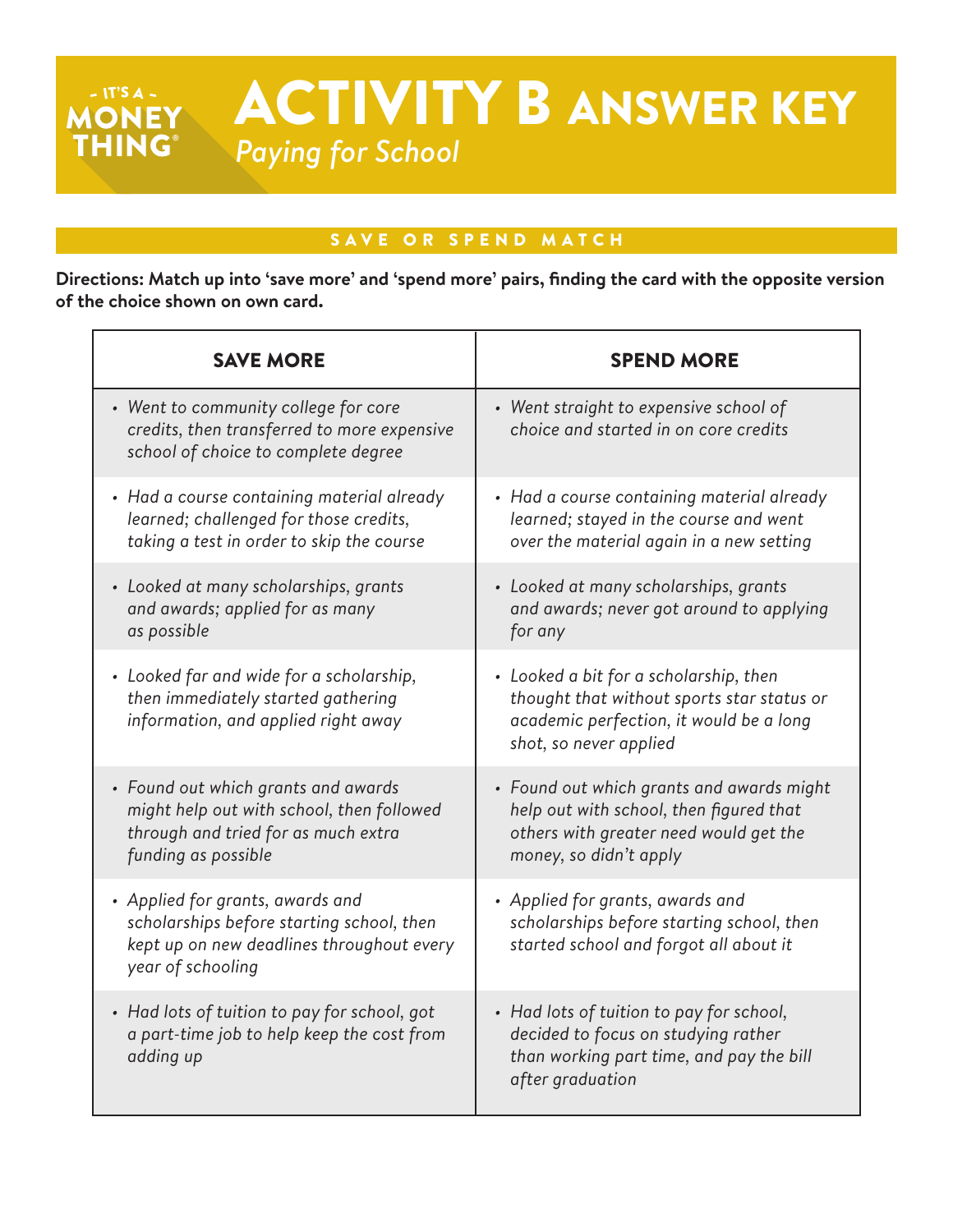# ACTIVITY B ANSWER KEY

## *Paying for School*

### SAVE OR SPEND MATCH

**Directions: Match up into 'save more' and 'spend more' pairs, finding the card with the opposite version of the choice shown on own card.**

| SAVE MORE | SPEND MORE |
|---|---|
| • *Went to community college for core credits, then transferred to more expensive school of choice to complete degree* | • *Went straight to expensive school of choice and started in on core credits* |
| • *Had a course containing material already learned; challenged for those credits, taking a test in order to skip the course* | • *Had a course containing material already learned; stayed in the course and went over the material again in a new setting* |
| • *Looked at many scholarships, grants and awards; applied for as many as possible* | • *Looked at many scholarships, grants and awards; never got around to applying for any* |
| • *Looked far and wide for a scholarship, then immediately started gathering information, and applied right away* | • *Looked a bit for a scholarship, then thought that without sports star status or academic perfection, it would be a long shot, so never applied* |
| • *Found out which grants and awards might help out with school, then followed through and tried for as much extra funding as possible* | • *Found out which grants and awards might help out with school, then figured that others with greater need would get the money, so didn't apply* |
| • *Applied for grants, awards and scholarships before starting school, then kept up on new deadlines throughout every year of schooling* | • *Applied for grants, awards and scholarships before starting school, then started school and forgot all about it* |
| • *Had lots of tuition to pay for school, got a part-time job to help keep the cost from adding up* | • *Had lots of tuition to pay for school, decided to focus on studying rather than working part time, and pay the bill after graduation* |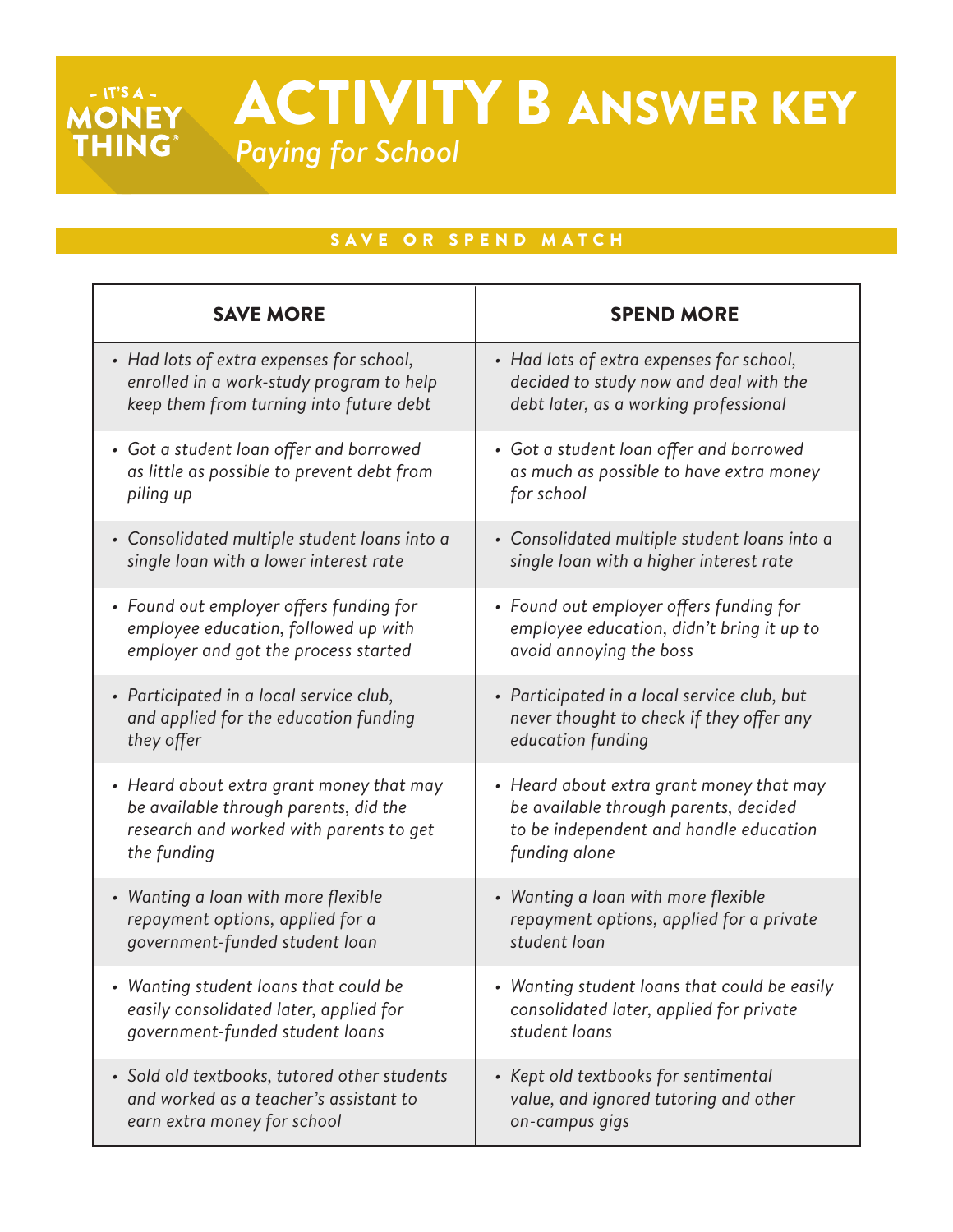- IT'S A -
MONEY
THING®

# ACTIVITY B ANSWER KEY

*Paying for School*

## SAVE OR SPEND MATCH

| SAVE MORE | SPEND MORE |
| --- | --- |
| • *Had lots of extra expenses for school, enrolled in a work-study program to help keep them from turning into future debt* | • *Had lots of extra expenses for school, decided to study now and deal with the debt later, as a working professional* |
| • *Got a student loan offer and borrowed as little as possible to prevent debt from piling up* | • *Got a student loan offer and borrowed as much as possible to have extra money for school* |
| • *Consolidated multiple student loans into a single loan with a lower interest rate* | • *Consolidated multiple student loans into a single loan with a higher interest rate* |
| • *Found out employer offers funding for employee education, followed up with employer and got the process started* | • *Found out employer offers funding for employee education, didn't bring it up to avoid annoying the boss* |
| • *Participated in a local service club, and applied for the education funding they offer* | • *Participated in a local service club, but never thought to check if they offer any education funding* |
| • *Heard about extra grant money that may be available through parents, did the research and worked with parents to get the funding* | • *Heard about extra grant money that may be available through parents, decided to be independent and handle education funding alone* |
| • *Wanting a loan with more flexible repayment options, applied for a government-funded student loan* | • *Wanting a loan with more flexible repayment options, applied for a private student loan* |
| • *Wanting student loans that could be easily consolidated later, applied for government-funded student loans* | • *Wanting student loans that could be easily consolidated later, applied for private student loans* |
| • *Sold old textbooks, tutored other students and worked as a teacher's assistant to earn extra money for school* | • *Kept old textbooks for sentimental value, and ignored tutoring and other on-campus gigs* |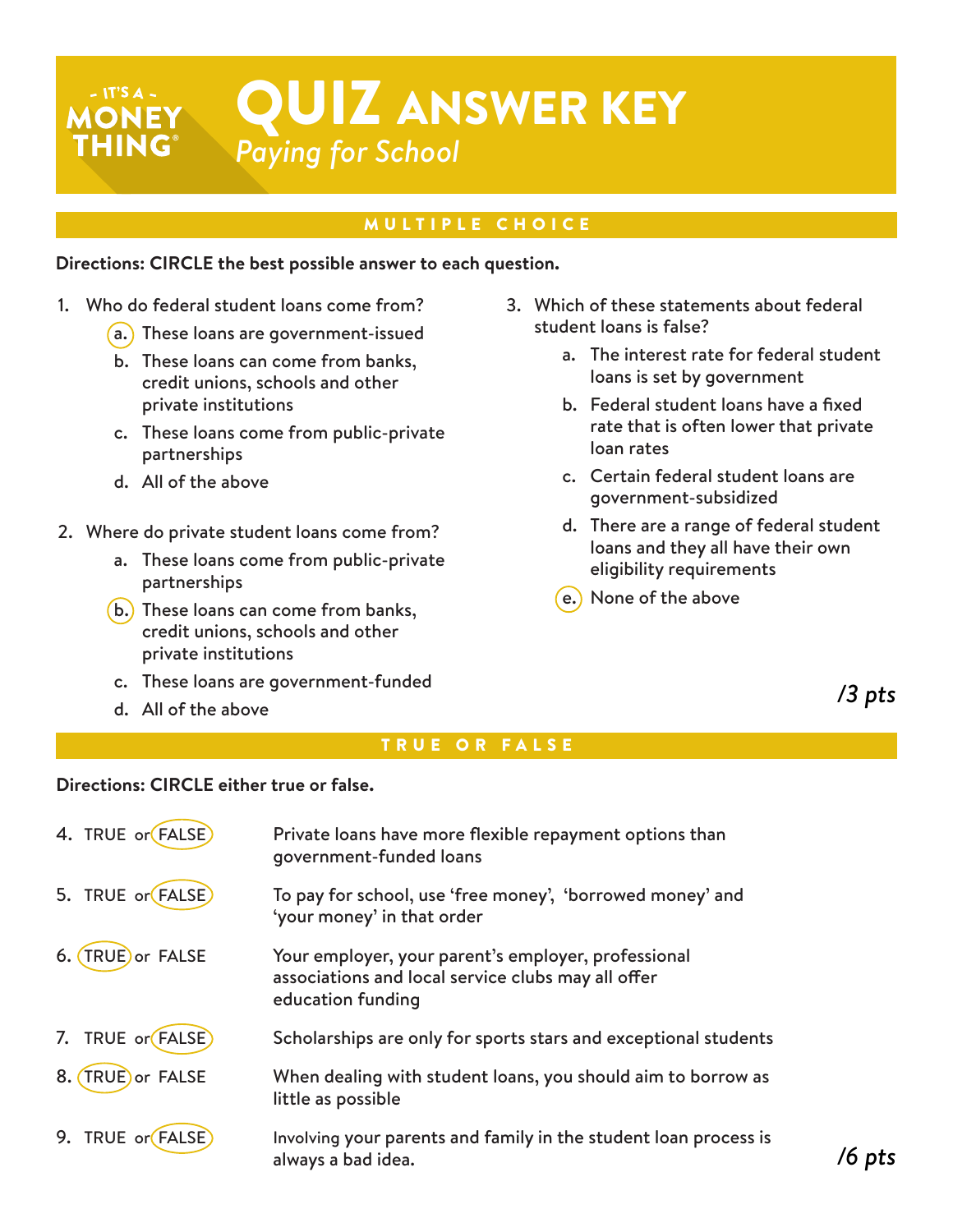# QUIZ ANSWER KEY

*Paying for School*

## MULTIPLE CHOICE

**Directions: CIRCLE the best possible answer to each question.**

1. Who do federal student loans come from?
   - **(a.) These loans are government-issued**
   - b. These loans can come from banks, credit unions, schools and other private institutions
   - c. These loans come from public-private partnerships
   - d. All of the above

2. Where do private student loans come from?
   - a. These loans come from public-private partnerships
   - **(b.) These loans can come from banks, credit unions, schools and other private institutions**
   - c. These loans are government-funded
   - d. All of the above

3. Which of these statements about federal student loans is false?
   - a. The interest rate for federal student loans is set by government
   - b. Federal student loans have a fixed rate that is often lower that private loan rates
   - c. Certain federal student loans are government-subsidized
   - d. There are a range of federal student loans and they all have their own eligibility requirements
   - **(e.) None of the above**

*/3 pts*

## TRUE OR FALSE

**Directions: CIRCLE either true or false.**

4. TRUE or **(FALSE)** — Private loans have more flexible repayment options than government-funded loans

5. TRUE or **(FALSE)** — To pay for school, use 'free money', 'borrowed money' and 'your money' in that order

6. **(TRUE)** or FALSE — Your employer, your parent's employer, professional associations and local service clubs may all offer education funding

7. TRUE or **(FALSE)** — Scholarships are only for sports stars and exceptional students

8. **(TRUE)** or FALSE — When dealing with student loans, you should aim to borrow as little as possible

9. TRUE or **(FALSE)** — Involving your parents and family in the student loan process is always a bad idea.

*/6 pts*